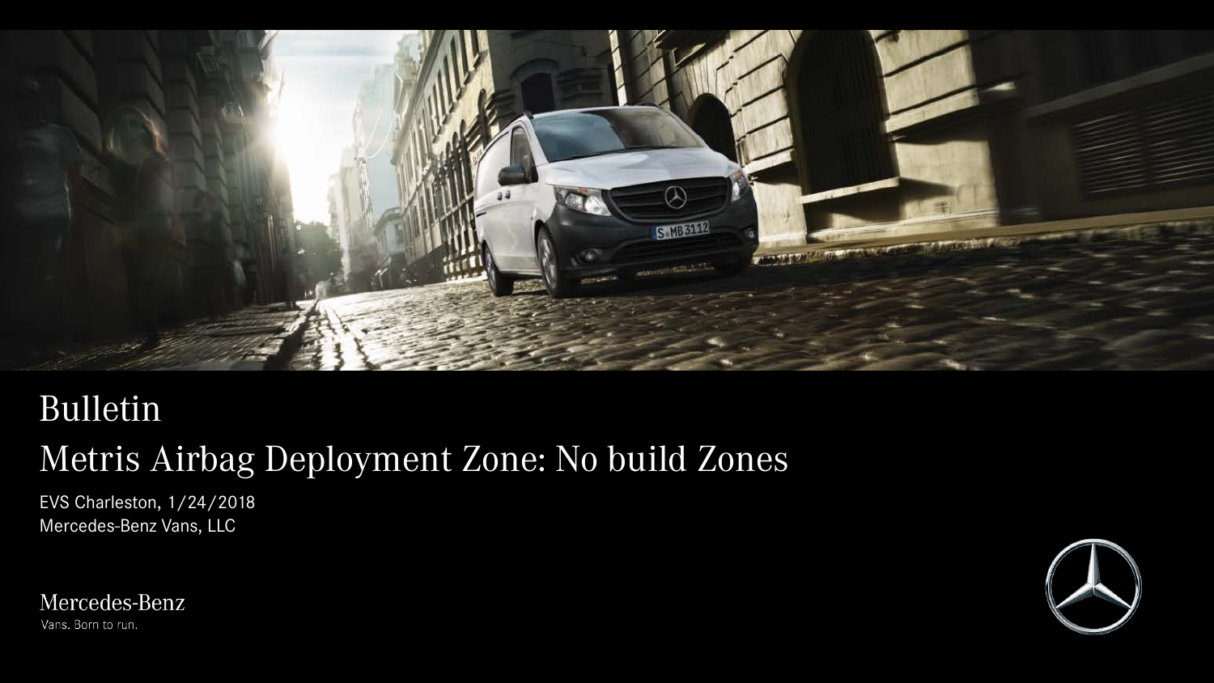# Bulletin

## Metris Airbag Deployment Zone: No build Zones

EVS Charleston, 1/24/2018

Mercedes-Benz Vans, LLC

Mercedes-Benz

Vans. Born to run.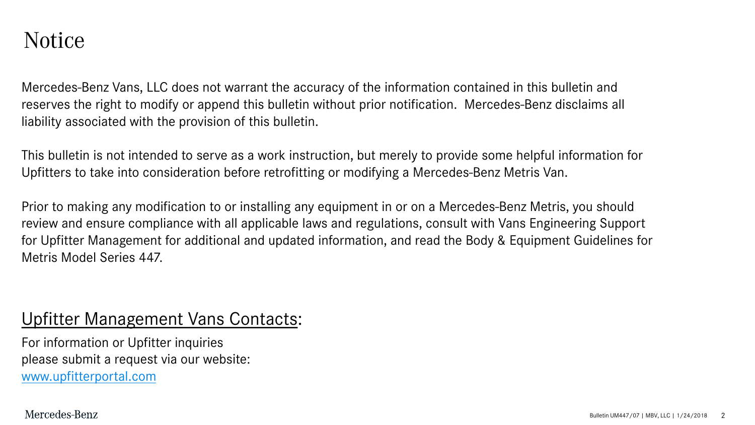# Notice

Mercedes-Benz Vans, LLC does not warrant the accuracy of the information contained in this bulletin and reserves the right to modify or append this bulletin without prior notification. Mercedes-Benz disclaims all liability associated with the provision of this bulletin.

This bulletin is not intended to serve as a work instruction, but merely to provide some helpful information for Upfitters to take into consideration before retrofitting or modifying a Mercedes-Benz Metris Van.

Prior to making any modification to or installing any equipment in or on a Mercedes-Benz Metris, you should review and ensure compliance with all applicable laws and regulations, consult with Vans Engineering Support for Upfitter Management for additional and updated information, and read the Body & Equipment Guidelines for Metris Model Series 447.

## Upfitter Management Vans Contacts:

For information or Upfitter inquiries
please submit a request via our website:
www.upfitterportal.com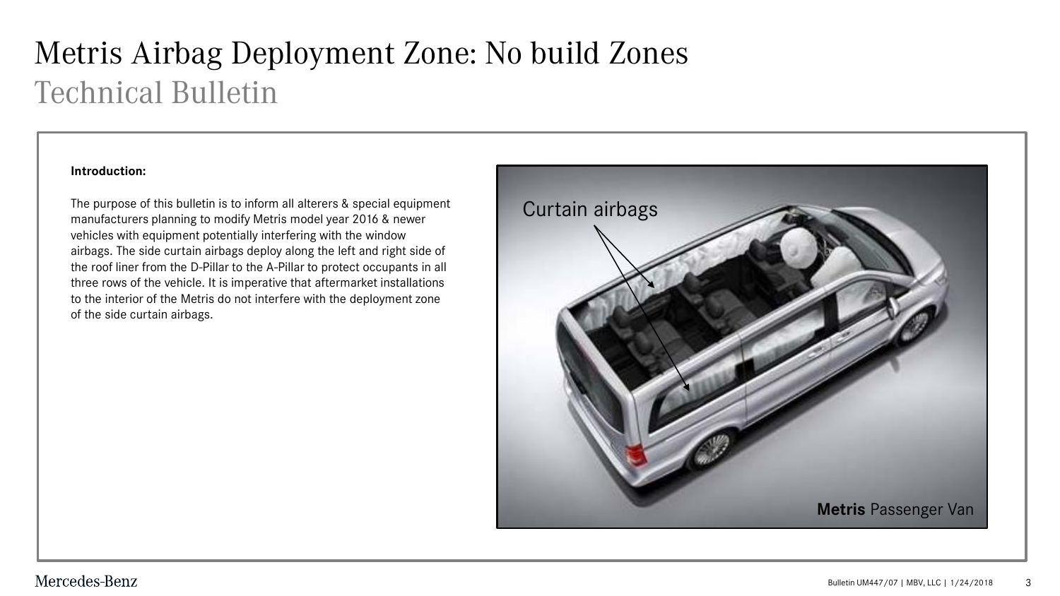# Metris Airbag Deployment Zone: No build Zones

## Technical Bulletin

**Introduction:**

The purpose of this bulletin is to inform all alterers & special equipment manufacturers planning to modify Metris model year 2016 & newer vehicles with equipment potentially interfering with the window airbags. The side curtain airbags deploy along the left and right side of the roof liner from the D-Pillar to the A-Pillar to protect occupants in all three rows of the vehicle. It is imperative that aftermarket installations to the interior of the Metris do not interfere with the deployment zone of the side curtain airbags.

Curtain airbags

**Metris** Passenger Van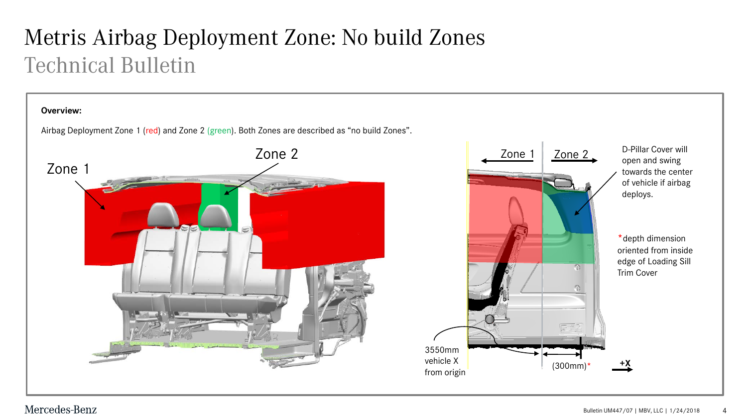# Metris Airbag Deployment Zone: No build Zones

## Technical Bulletin

**Overview:**

Airbag Deployment Zone 1 (red) and Zone 2 (green). Both Zones are described as “no build Zones”.

Zone 1

Zone 2

Zone 1

Zone 2

D-Pillar Cover will open and swing towards the center of vehicle if airbag deploys.

*depth dimension oriented from inside edge of Loading Sill Trim Cover

3550mm vehicle X from origin

(300mm)*

+X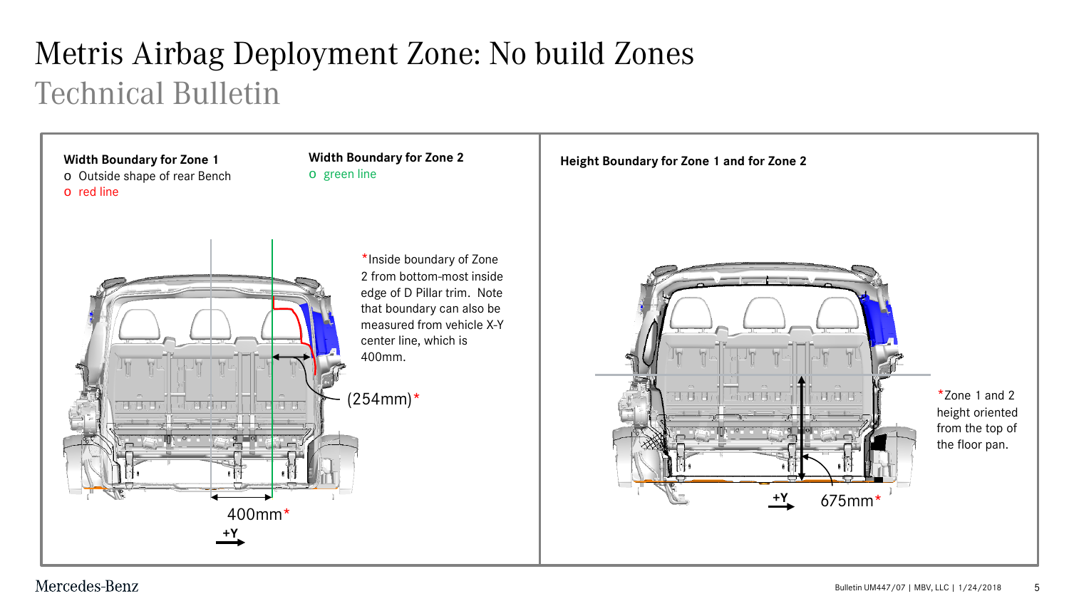# Metris Airbag Deployment Zone: No build Zones

## Technical Bulletin

**Width Boundary for Zone 1**

- Outside shape of rear Bench
- red line

**Width Boundary for Zone 2**

- green line

*Inside boundary of Zone 2 from bottom-most inside edge of D Pillar trim. Note that boundary can also be measured from vehicle X-Y center line, which is 400mm.

(254mm)*

400mm*

+Y

**Height Boundary for Zone 1 and for Zone 2**

*Zone 1 and 2 height oriented from the top of the floor pan.

+Y

675mm*

Bulletin UM447/07 | MBV, LLC | 1/24/2018